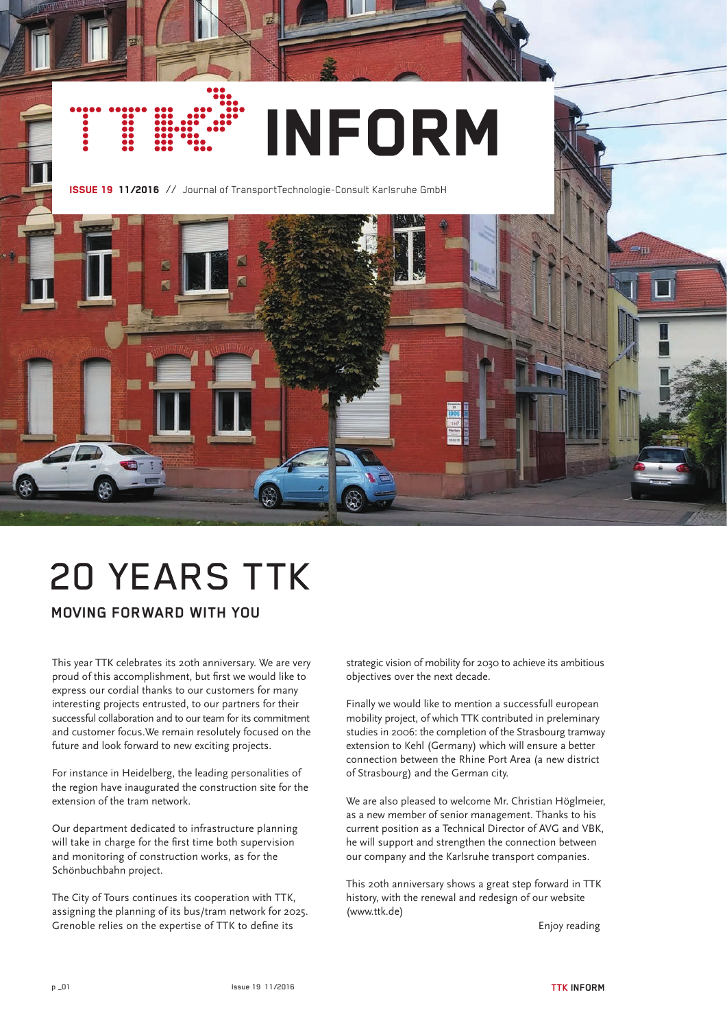# TTK INFORM

**ISSUE 19 11/2016** // Journal of TransportTechnologie-Consult Karlsruhe GmbH

# 20 YEARS TTK

## MOVING FORWARD WITH YOU

This year TTK celebrates its 20th anniversary. We are very proud of this accomplishment, but first we would like to express our cordial thanks to our customers for many interesting projects entrusted, to our partners for their successful collaboration and to our team for its commitment and customer focus.We remain resolutely focused on the future and look forward to new exciting projects.

For instance in Heidelberg, the leading personalities of the region have inaugurated the construction site for the extension of the tram network.

Our department dedicated to infrastructure planning will take in charge for the first time both supervision and monitoring of construction works, as for the Schönbuchbahn project.

The City of Tours continues its cooperation with TTK, assigning the planning of its bus/tram network for 2025. Grenoble relies on the expertise of TTK to define its strategic vision of mobility for 2030 to achieve its ambitious objectives over the next decade.

Finally we would like to mention a successfull european mobility project, of which TTK contributed in preleminary studies in 2006: the completion of the Strasbourg tramway extension to Kehl (Germany) which will ensure a better connection between the Rhine Port Area (a new district of Strasbourg) and the German city.

We are also pleased to welcome Mr. Christian Höglmeier, as a new member of senior management. Thanks to his current position as a Technical Director of AVG and VBK, he will support and strengthen the connection between our company and the Karlsruhe transport companies.

This 20th anniversary shows a great step forward in TTK history, with the renewal and redesign of our website (www.ttk.de)

Enjoy reading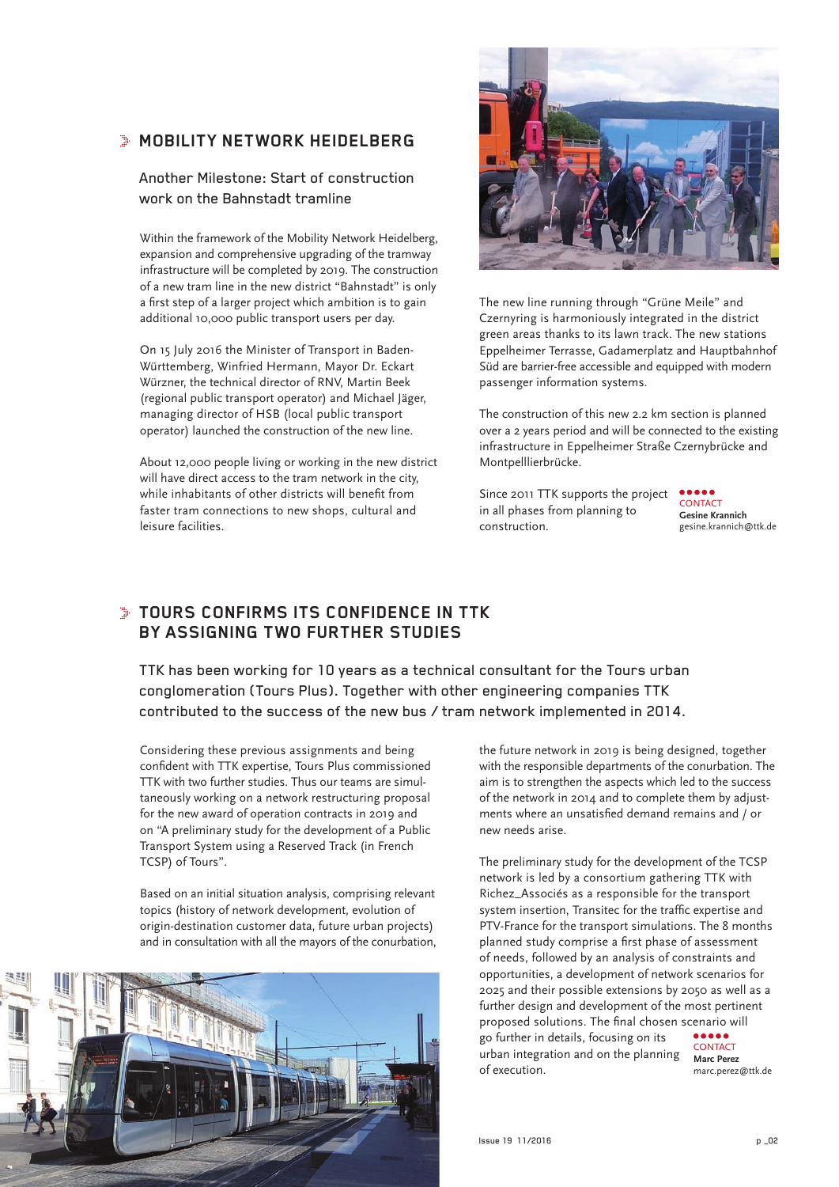## MOBILITY NETWORK HEIDELBERG

### Another Milestone: Start of construction work on the Bahnstadt tramline

Within the framework of the Mobility Network Heidelberg, expansion and comprehensive upgrading of the tramway infrastructure will be completed by 2019. The construction of a new tram line in the new district "Bahnstadt" is only a first step of a larger project which ambition is to gain additional 10,000 public transport users per day.

On 15 July 2016 the Minister of Transport in Baden-Württemberg, Winfried Hermann, Mayor Dr. Eckart Würzner, the technical director of RNV, Martin Beek (regional public transport operator) and Michael Jäger, managing director of HSB (local public transport operator) launched the construction of the new line.

About 12,000 people living or working in the new district will have direct access to the tram network in the city, while inhabitants of other districts will benefit from faster tram connections to new shops, cultural and leisure facilities.

The new line running through "Grüne Meile" and Czernyring is harmoniously integrated in the district green areas thanks to its lawn track. The new stations Eppelheimer Terrasse, Gadamerplatz and Hauptbahnhof Süd are barrier-free accessible and equipped with modern passenger information systems.

The construction of this new 2.2 km section is planned over a 2 years period and will be connected to the existing infrastructure in Eppelheimer Straße Czernybrücke and Montpelllierbrücke.

Since 2011 TTK supports the project in all phases from planning to construction.

CONTACT
**Gesine Krannich**
gesine.krannich@ttk.de

## TOURS CONFIRMS ITS CONFIDENCE IN TTK BY ASSIGNING TWO FURTHER STUDIES

### TTK has been working for 10 years as a technical consultant for the Tours urban conglomeration (Tours Plus). Together with other engineering companies TTK contributed to the success of the new bus / tram network implemented in 2014.

Considering these previous assignments and being confident with TTK expertise, Tours Plus commissioned TTK with two further studies. Thus our teams are simultaneously working on a network restructuring proposal for the new award of operation contracts in 2019 and on "A preliminary study for the development of a Public Transport System using a Reserved Track (in French TCSP) of Tours".

Based on an initial situation analysis, comprising relevant topics (history of network development, evolution of origin-destination customer data, future urban projects) and in consultation with all the mayors of the conurbation, the future network in 2019 is being designed, together with the responsible departments of the conurbation. The aim is to strengthen the aspects which led to the success of the network in 2014 and to complete them by adjustments where an unsatisfied demand remains and / or new needs arise.

The preliminary study for the development of the TCSP network is led by a consortium gathering TTK with Richez_Associés as a responsible for the transport system insertion, Transitec for the traffic expertise and PTV-France for the transport simulations. The 8 months planned study comprise a first phase of assessment of needs, followed by an analysis of constraints and opportunities, a development of network scenarios for 2025 and their possible extensions by 2050 as well as a further design and development of the most pertinent proposed solutions. The final chosen scenario will go further in details, focusing on its urban integration and on the planning of execution.

CONTACT
**Marc Perez**
marc.perez@ttk.de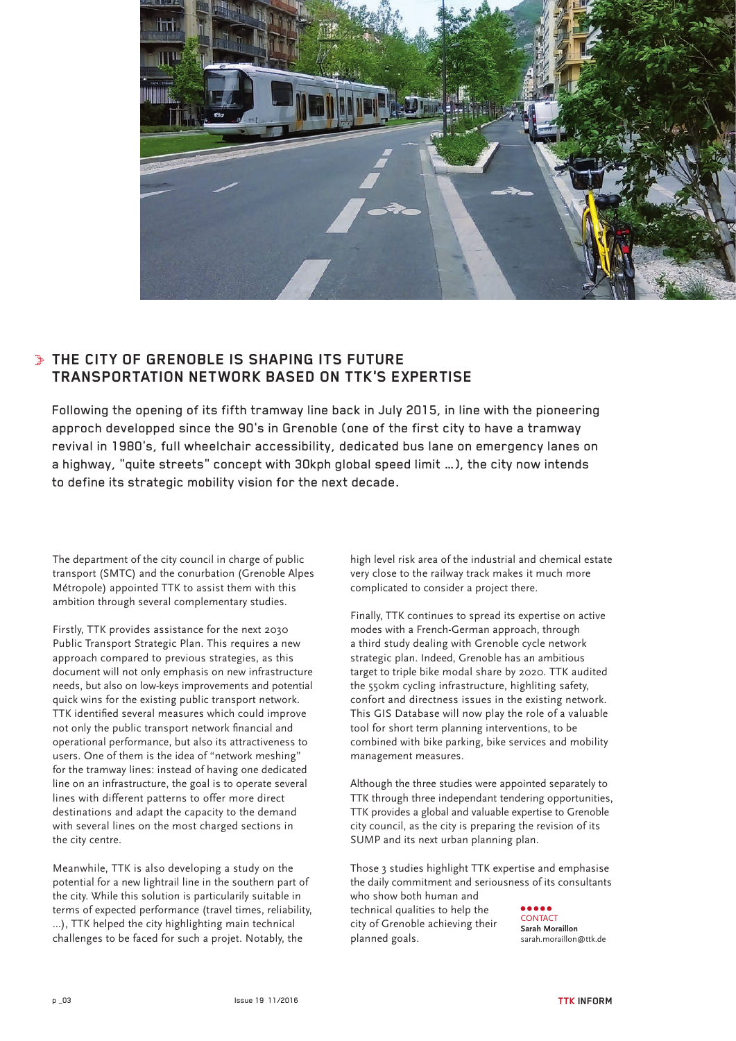## THE CITY OF GRENOBLE IS SHAPING ITS FUTURE TRANSPORTATION NETWORK BASED ON TTK'S EXPERTISE

**Following the opening of its fifth tramway line back in July 2015, in line with the pioneering approch developped since the 90's in Grenoble (one of the first city to have a tramway revival in 1980's, full wheelchair accessibility, dedicated bus lane on emergency lanes on a highway, "quite streets" concept with 30kph global speed limit …), the city now intends to define its strategic mobility vision for the next decade.**

The department of the city council in charge of public transport (SMTC) and the conurbation (Grenoble Alpes Métropole) appointed TTK to assist them with this ambition through several complementary studies.

Firstly, TTK provides assistance for the next 2030 Public Transport Strategic Plan. This requires a new approach compared to previous strategies, as this document will not only emphasis on new infrastructure needs, but also on low-keys improvements and potential quick wins for the existing public transport network. TTK identified several measures which could improve not only the public transport network financial and operational performance, but also its attractiveness to users. One of them is the idea of "network meshing" for the tramway lines: instead of having one dedicated line on an infrastructure, the goal is to operate several lines with different patterns to offer more direct destinations and adapt the capacity to the demand with several lines on the most charged sections in the city centre.

Meanwhile, TTK is also developing a study on the potential for a new lightrail line in the southern part of the city. While this solution is particularly suitable in terms of expected performance (travel times, reliability, …), TTK helped the city highlighting main technical challenges to be faced for such a projet. Notably, the high level risk area of the industrial and chemical estate very close to the railway track makes it much more complicated to consider a project there.

Finally, TTK continues to spread its expertise on active modes with a French-German approach, through a third study dealing with Grenoble cycle network strategic plan. Indeed, Grenoble has an ambitious target to triple bike modal share by 2020. TTK audited the 550km cycling infrastructure, highliting safety, confort and directness issues in the existing network. This GIS Database will now play the role of a valuable tool for short term planning interventions, to be combined with bike parking, bike services and mobility management measures.

Although the three studies were appointed separately to TTK through three independant tendering opportunities, TTK provides a global and valuable expertise to Grenoble city council, as the city is preparing the revision of its SUMP and its next urban planning plan.

Those 3 studies highlight TTK expertise and emphasise the daily commitment and seriousness of its consultants who show both human and technical qualities to help the city of Grenoble achieving their planned goals.

CONTACT
**Sarah Moraillon**
sarah.moraillon@ttk.de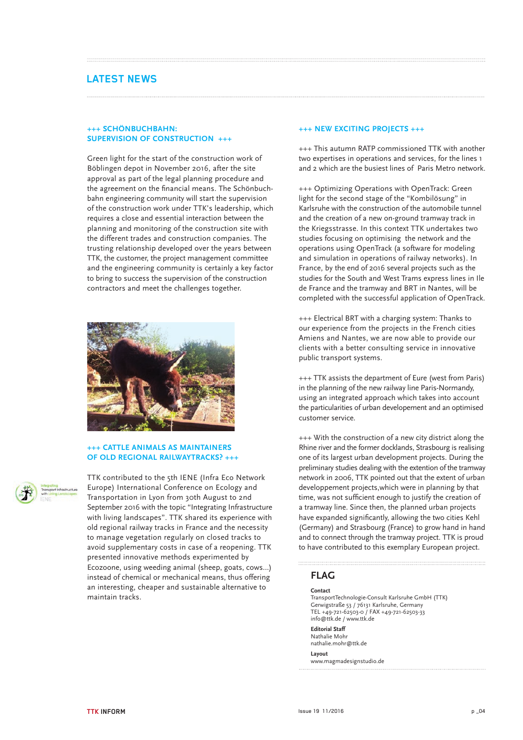## LATEST NEWS

### +++ SCHÖNBUCHBAHN: SUPERVISION OF CONSTRUCTION +++

Green light for the start of the construction work of Böblingen depot in November 2016, after the site approval as part of the legal planning procedure and the agreement on the financial means. The Schönbuchbahn engineering community will start the supervision of the construction work under TTK's leadership, which requires a close and essential interaction between the planning and monitoring of the construction site with the different trades and construction companies. The trusting relationship developed over the years between TTK, the customer, the project management committee and the engineering community is certainly a key factor to bring to success the supervision of the construction contractors and meet the challenges together.

### +++ CATTLE ANIMALS AS MAINTAINERS OF OLD REGIONAL RAILWAYTRACKS? +++

Integrating Transport Infrastructure with Living Landscapes
IENE

TTK contributed to the 5th IENE (Infra Eco Network Europe) International Conference on Ecology and Transportation in Lyon from 30th August to 2nd September 2016 with the topic "Integrating Infrastructure with living landscapes". TTK shared its experience with old regional railway tracks in France and the necessity to manage vegetation regularly on closed tracks to avoid supplementary costs in case of a reopening. TTK presented innovative methods experimented by Ecozoone, using weeding animal (sheep, goats, cows...) instead of chemical or mechanical means, thus offering an interesting, cheaper and sustainable alternative to maintain tracks.

### +++ NEW EXCITING PROJECTS +++

+++ This autumn RATP commissioned TTK with another two expertises in operations and services, for the lines 1 and 2 which are the busiest lines of Paris Metro network.

+++ Optimizing Operations with OpenTrack: Green light for the second stage of the "Kombilösung" in Karlsruhe with the construction of the automobile tunnel and the creation of a new on-ground tramway track in the Kriegsstrasse. In this context TTK undertakes two studies focusing on optimising the network and the operations using OpenTrack (a software for modeling and simulation in operations of railway networks). In France, by the end of 2016 several projects such as the studies for the South and West Trams express lines in Ile de France and the tramway and BRT in Nantes, will be completed with the successful application of OpenTrack.

+++ Electrical BRT with a charging system: Thanks to our experience from the projects in the French cities Amiens and Nantes, we are now able to provide our clients with a better consulting service in innovative public transport systems.

+++ TTK assists the department of Eure (west from Paris) in the planning of the new railway line Paris-Normandy, using an integrated approach which takes into account the particularities of urban developement and an optimised customer service.

+++ With the construction of a new city district along the Rhine river and the former docklands, Strasbourg is realising one of its largest urban development projects. During the preliminary studies dealing with the extention of the tramway network in 2006, TTK pointed out that the extent of urban developpement projects,which were in planning by that time, was not sufficient enough to justify the creation of a tramway line. Since then, the planned urban projects have expanded significantly, allowing the two cities Kehl (Germany) and Strasbourg (France) to grow hand in hand and to connect through the tramway project. TTK is proud to have contributed to this exemplary European project.

## FLAG

**Contact**
TransportTechnologie-Consult Karlsruhe GmbH (TTK)
Gerwigstraße 53 / 76131 Karlsruhe, Germany
TEL +49-721-62503-0 / FAX +49-721-62503-33
info@ttk.de / www.ttk.de

**Editorial Staff**
Nathalie Mohr
nathalie.mohr@ttk.de

**Layout**
www.magmadesignstudio.de